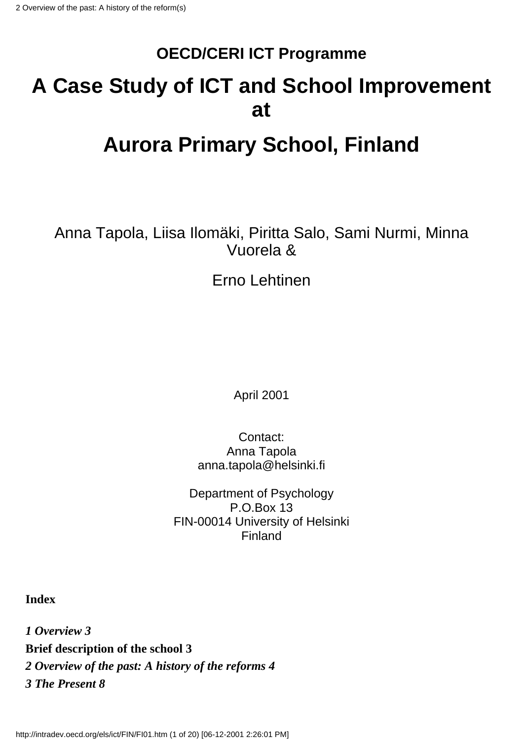**OECD/CERI ICT Programme**

# A Case Study of ICT and School Improvement at

# Aurora Primary School, Finland

Anna Tapola, Liisa Ilomäki, Piritta Salo, Sami Nurmi, Minna Vuorela &

Erno Lehtinen

April 2001

Contact:
Anna Tapola
anna.tapola@helsinki.fi

Department of Psychology
P.O.Box 13
FIN-00014 University of Helsinki
Finland

**Index**

***1 Overview 3***

**Brief description of the school 3**

***2 Overview of the past: A history of the reforms 4***

***3 The Present 8***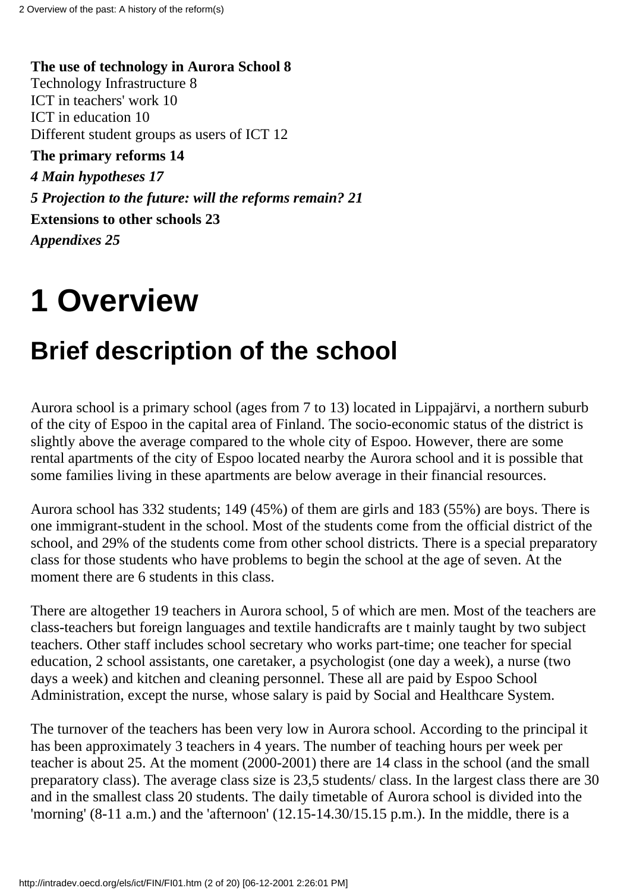**The use of technology in Aurora School 8**
Technology Infrastructure 8
ICT in teachers' work 10
ICT in education 10
Different student groups as users of ICT 12

**The primary reforms 14**

***4 Main hypotheses 17***

***5 Projection to the future: will the reforms remain? 21***

**Extensions to other schools 23**

***Appendixes 25***

# 1 Overview

## Brief description of the school

Aurora school is a primary school (ages from 7 to 13) located in Lippajärvi, a northern suburb of the city of Espoo in the capital area of Finland. The socio-economic status of the district is slightly above the average compared to the whole city of Espoo. However, there are some rental apartments of the city of Espoo located nearby the Aurora school and it is possible that some families living in these apartments are below average in their financial resources.

Aurora school has 332 students; 149 (45%) of them are girls and 183 (55%) are boys. There is one immigrant-student in the school. Most of the students come from the official district of the school, and 29% of the students come from other school districts. There is a special preparatory class for those students who have problems to begin the school at the age of seven. At the moment there are 6 students in this class.

There are altogether 19 teachers in Aurora school, 5 of which are men. Most of the teachers are class-teachers but foreign languages and textile handicrafts are t mainly taught by two subject teachers. Other staff includes school secretary who works part-time; one teacher for special education, 2 school assistants, one caretaker, a psychologist (one day a week), a nurse (two days a week) and kitchen and cleaning personnel. These all are paid by Espoo School Administration, except the nurse, whose salary is paid by Social and Healthcare System.

The turnover of the teachers has been very low in Aurora school. According to the principal it has been approximately 3 teachers in 4 years. The number of teaching hours per week per teacher is about 25. At the moment (2000-2001) there are 14 class in the school (and the small preparatory class). The average class size is 23,5 students/ class. In the largest class there are 30 and in the smallest class 20 students. The daily timetable of Aurora school is divided into the 'morning' (8-11 a.m.) and the 'afternoon' (12.15-14.30/15.15 p.m.). In the middle, there is a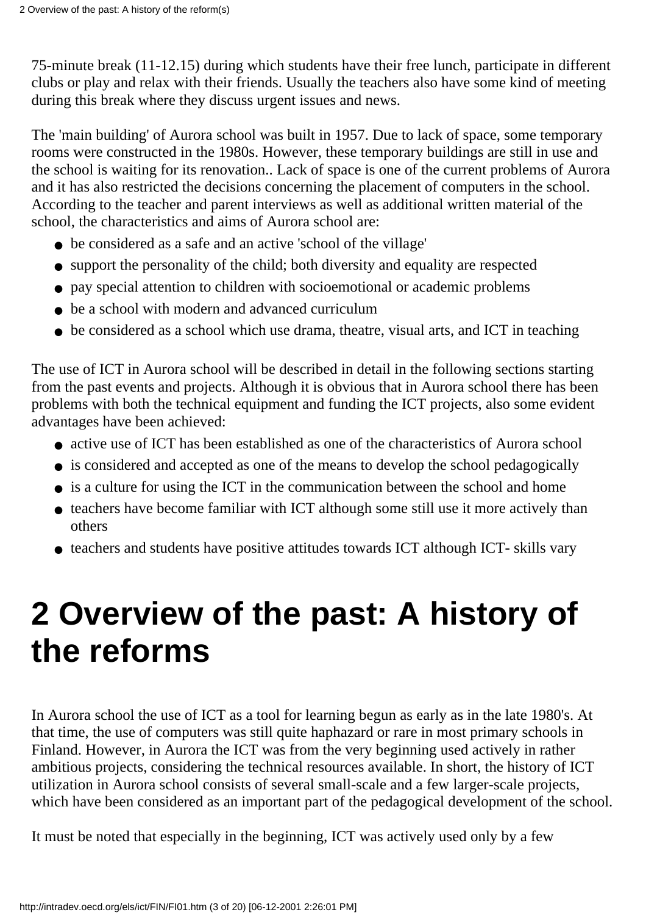75-minute break (11-12.15) during which students have their free lunch, participate in different clubs or play and relax with their friends. Usually the teachers also have some kind of meeting during this break where they discuss urgent issues and news.

The 'main building' of Aurora school was built in 1957. Due to lack of space, some temporary rooms were constructed in the 1980s. However, these temporary buildings are still in use and the school is waiting for its renovation.. Lack of space is one of the current problems of Aurora and it has also restricted the decisions concerning the placement of computers in the school. According to the teacher and parent interviews as well as additional written material of the school, the characteristics and aims of Aurora school are:

- be considered as a safe and an active 'school of the village'
- support the personality of the child; both diversity and equality are respected
- pay special attention to children with socioemotional or academic problems
- be a school with modern and advanced curriculum
- be considered as a school which use drama, theatre, visual arts, and ICT in teaching

The use of ICT in Aurora school will be described in detail in the following sections starting from the past events and projects. Although it is obvious that in Aurora school there has been problems with both the technical equipment and funding the ICT projects, also some evident advantages have been achieved:

- active use of ICT has been established as one of the characteristics of Aurora school
- is considered and accepted as one of the means to develop the school pedagogically
- is a culture for using the ICT in the communication between the school and home
- teachers have become familiar with ICT although some still use it more actively than others
- teachers and students have positive attitudes towards ICT although ICT- skills vary

# 2 Overview of the past: A history of the reforms

In Aurora school the use of ICT as a tool for learning begun as early as in the late 1980's. At that time, the use of computers was still quite haphazard or rare in most primary schools in Finland. However, in Aurora the ICT was from the very beginning used actively in rather ambitious projects, considering the technical resources available. In short, the history of ICT utilization in Aurora school consists of several small-scale and a few larger-scale projects, which have been considered as an important part of the pedagogical development of the school.

It must be noted that especially in the beginning, ICT was actively used only by a few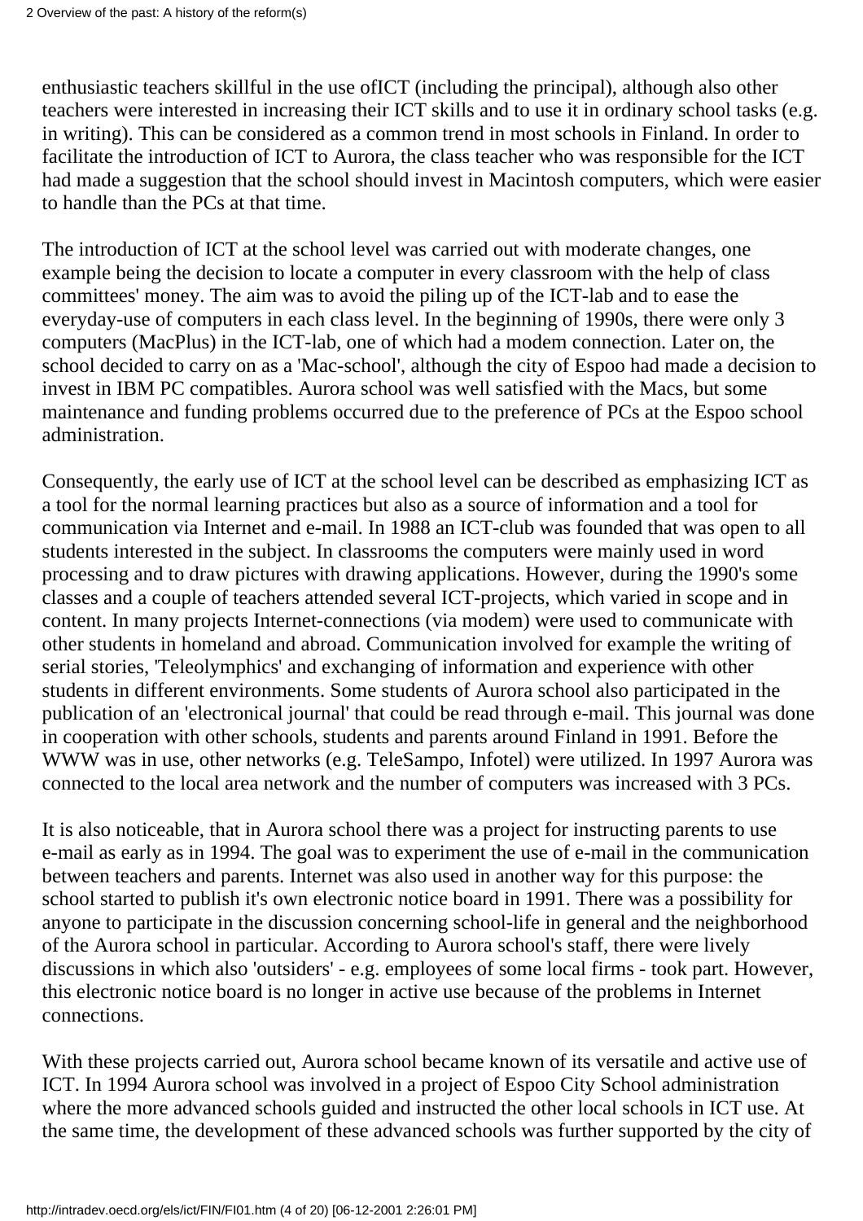enthusiastic teachers skillful in the use ofICT (including the principal), although also other teachers were interested in increasing their ICT skills and to use it in ordinary school tasks (e.g. in writing). This can be considered as a common trend in most schools in Finland. In order to facilitate the introduction of ICT to Aurora, the class teacher who was responsible for the ICT had made a suggestion that the school should invest in Macintosh computers, which were easier to handle than the PCs at that time.

The introduction of ICT at the school level was carried out with moderate changes, one example being the decision to locate a computer in every classroom with the help of class committees' money. The aim was to avoid the piling up of the ICT-lab and to ease the everyday-use of computers in each class level. In the beginning of 1990s, there were only 3 computers (MacPlus) in the ICT-lab, one of which had a modem connection. Later on, the school decided to carry on as a 'Mac-school', although the city of Espoo had made a decision to invest in IBM PC compatibles. Aurora school was well satisfied with the Macs, but some maintenance and funding problems occurred due to the preference of PCs at the Espoo school administration.

Consequently, the early use of ICT at the school level can be described as emphasizing ICT as a tool for the normal learning practices but also as a source of information and a tool for communication via Internet and e-mail. In 1988 an ICT-club was founded that was open to all students interested in the subject. In classrooms the computers were mainly used in word processing and to draw pictures with drawing applications. However, during the 1990's some classes and a couple of teachers attended several ICT-projects, which varied in scope and in content. In many projects Internet-connections (via modem) were used to communicate with other students in homeland and abroad. Communication involved for example the writing of serial stories, 'Teleolymphics' and exchanging of information and experience with other students in different environments. Some students of Aurora school also participated in the publication of an 'electronical journal' that could be read through e-mail. This journal was done in cooperation with other schools, students and parents around Finland in 1991. Before the WWW was in use, other networks (e.g. TeleSampo, Infotel) were utilized. In 1997 Aurora was connected to the local area network and the number of computers was increased with 3 PCs.

It is also noticeable, that in Aurora school there was a project for instructing parents to use e-mail as early as in 1994. The goal was to experiment the use of e-mail in the communication between teachers and parents. Internet was also used in another way for this purpose: the school started to publish it's own electronic notice board in 1991. There was a possibility for anyone to participate in the discussion concerning school-life in general and the neighborhood of the Aurora school in particular. According to Aurora school's staff, there were lively discussions in which also 'outsiders' - e.g. employees of some local firms - took part. However, this electronic notice board is no longer in active use because of the problems in Internet connections.

With these projects carried out, Aurora school became known of its versatile and active use of ICT. In 1994 Aurora school was involved in a project of Espoo City School administration where the more advanced schools guided and instructed the other local schools in ICT use. At the same time, the development of these advanced schools was further supported by the city of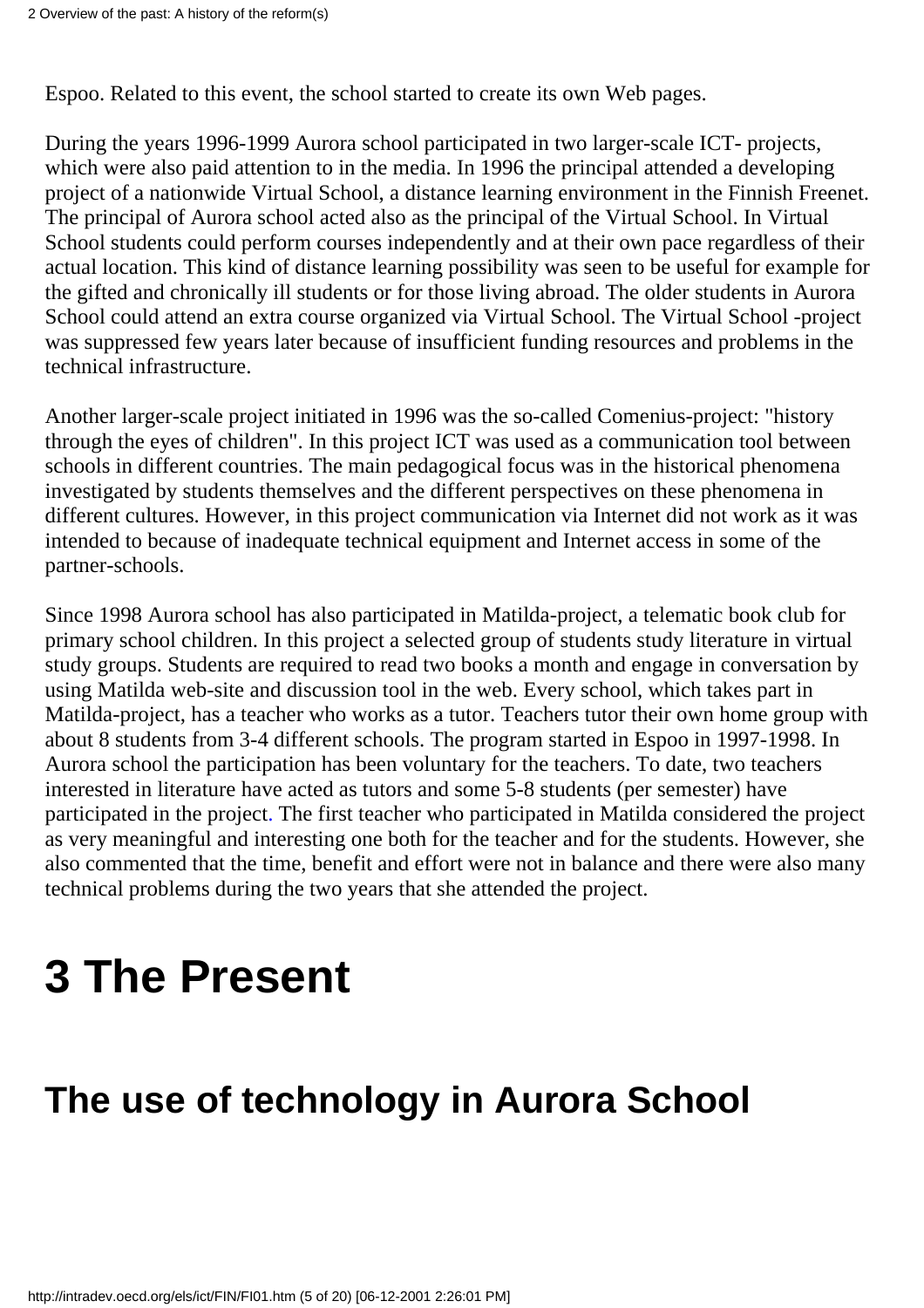Espoo. Related to this event, the school started to create its own Web pages.

During the years 1996-1999 Aurora school participated in two larger-scale ICT- projects, which were also paid attention to in the media. In 1996 the principal attended a developing project of a nationwide Virtual School, a distance learning environment in the Finnish Freenet. The principal of Aurora school acted also as the principal of the Virtual School. In Virtual School students could perform courses independently and at their own pace regardless of their actual location. This kind of distance learning possibility was seen to be useful for example for the gifted and chronically ill students or for those living abroad. The older students in Aurora School could attend an extra course organized via Virtual School. The Virtual School -project was suppressed few years later because of insufficient funding resources and problems in the technical infrastructure.

Another larger-scale project initiated in 1996 was the so-called Comenius-project: "history through the eyes of children". In this project ICT was used as a communication tool between schools in different countries. The main pedagogical focus was in the historical phenomena investigated by students themselves and the different perspectives on these phenomena in different cultures. However, in this project communication via Internet did not work as it was intended to because of inadequate technical equipment and Internet access in some of the partner-schools.

Since 1998 Aurora school has also participated in Matilda-project, a telematic book club for primary school children. In this project a selected group of students study literature in virtual study groups. Students are required to read two books a month and engage in conversation by using Matilda web-site and discussion tool in the web. Every school, which takes part in Matilda-project, has a teacher who works as a tutor. Teachers tutor their own home group with about 8 students from 3-4 different schools. The program started in Espoo in 1997-1998. In Aurora school the participation has been voluntary for the teachers. To date, two teachers interested in literature have acted as tutors and some 5-8 students (per semester) have participated in the project. The first teacher who participated in Matilda considered the project as very meaningful and interesting one both for the teacher and for the students. However, she also commented that the time, benefit and effort were not in balance and there were also many technical problems during the two years that she attended the project.

# 3 The Present

## The use of technology in Aurora School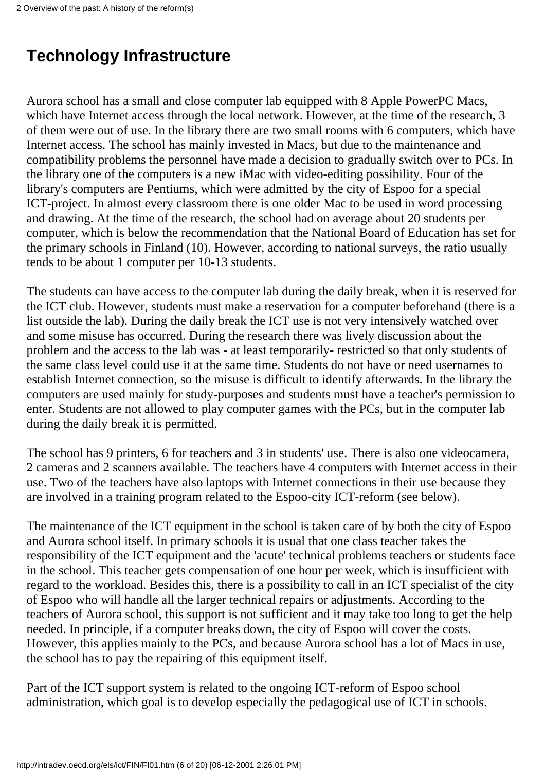## Technology Infrastructure

Aurora school has a small and close computer lab equipped with 8 Apple PowerPC Macs, which have Internet access through the local network. However, at the time of the research, 3 of them were out of use. In the library there are two small rooms with 6 computers, which have Internet access. The school has mainly invested in Macs, but due to the maintenance and compatibility problems the personnel have made a decision to gradually switch over to PCs. In the library one of the computers is a new iMac with video-editing possibility. Four of the library's computers are Pentiums, which were admitted by the city of Espoo for a special ICT-project. In almost every classroom there is one older Mac to be used in word processing and drawing. At the time of the research, the school had on average about 20 students per computer, which is below the recommendation that the National Board of Education has set for the primary schools in Finland (10). However, according to national surveys, the ratio usually tends to be about 1 computer per 10-13 students.

The students can have access to the computer lab during the daily break, when it is reserved for the ICT club. However, students must make a reservation for a computer beforehand (there is a list outside the lab). During the daily break the ICT use is not very intensively watched over and some misuse has occurred. During the research there was lively discussion about the problem and the access to the lab was - at least temporarily- restricted so that only students of the same class level could use it at the same time. Students do not have or need usernames to establish Internet connection, so the misuse is difficult to identify afterwards. In the library the computers are used mainly for study-purposes and students must have a teacher's permission to enter. Students are not allowed to play computer games with the PCs, but in the computer lab during the daily break it is permitted.

The school has 9 printers, 6 for teachers and 3 in students' use. There is also one videocamera, 2 cameras and 2 scanners available. The teachers have 4 computers with Internet access in their use. Two of the teachers have also laptops with Internet connections in their use because they are involved in a training program related to the Espoo-city ICT-reform (see below).

The maintenance of the ICT equipment in the school is taken care of by both the city of Espoo and Aurora school itself. In primary schools it is usual that one class teacher takes the responsibility of the ICT equipment and the 'acute' technical problems teachers or students face in the school. This teacher gets compensation of one hour per week, which is insufficient with regard to the workload. Besides this, there is a possibility to call in an ICT specialist of the city of Espoo who will handle all the larger technical repairs or adjustments. According to the teachers of Aurora school, this support is not sufficient and it may take too long to get the help needed. In principle, if a computer breaks down, the city of Espoo will cover the costs. However, this applies mainly to the PCs, and because Aurora school has a lot of Macs in use, the school has to pay the repairing of this equipment itself.

Part of the ICT support system is related to the ongoing ICT-reform of Espoo school administration, which goal is to develop especially the pedagogical use of ICT in schools.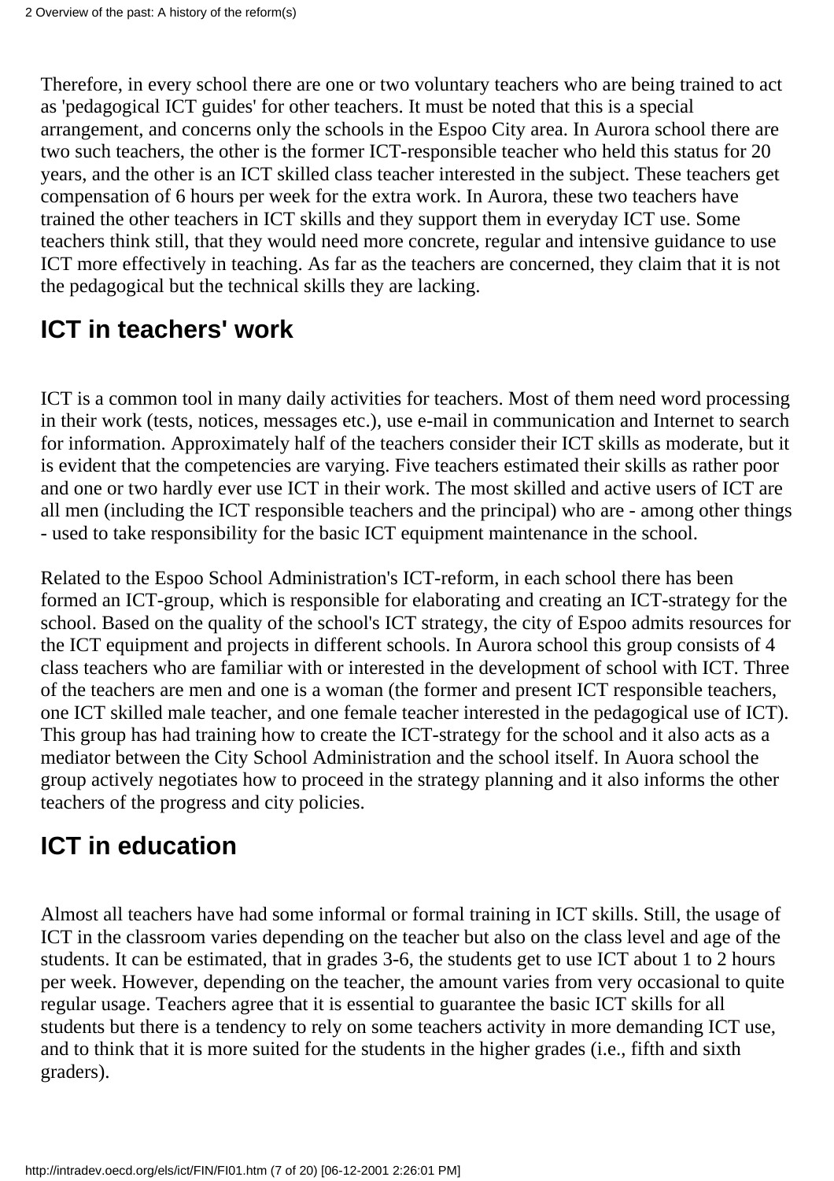Therefore, in every school there are one or two voluntary teachers who are being trained to act as 'pedagogical ICT guides' for other teachers. It must be noted that this is a special arrangement, and concerns only the schools in the Espoo City area. In Aurora school there are two such teachers, the other is the former ICT-responsible teacher who held this status for 20 years, and the other is an ICT skilled class teacher interested in the subject. These teachers get compensation of 6 hours per week for the extra work. In Aurora, these two teachers have trained the other teachers in ICT skills and they support them in everyday ICT use. Some teachers think still, that they would need more concrete, regular and intensive guidance to use ICT more effectively in teaching. As far as the teachers are concerned, they claim that it is not the pedagogical but the technical skills they are lacking.

## ICT in teachers' work

ICT is a common tool in many daily activities for teachers. Most of them need word processing in their work (tests, notices, messages etc.), use e-mail in communication and Internet to search for information. Approximately half of the teachers consider their ICT skills as moderate, but it is evident that the competencies are varying. Five teachers estimated their skills as rather poor and one or two hardly ever use ICT in their work. The most skilled and active users of ICT are all men (including the ICT responsible teachers and the principal) who are - among other things - used to take responsibility for the basic ICT equipment maintenance in the school.

Related to the Espoo School Administration's ICT-reform, in each school there has been formed an ICT-group, which is responsible for elaborating and creating an ICT-strategy for the school. Based on the quality of the school's ICT strategy, the city of Espoo admits resources for the ICT equipment and projects in different schools. In Aurora school this group consists of 4 class teachers who are familiar with or interested in the development of school with ICT. Three of the teachers are men and one is a woman (the former and present ICT responsible teachers, one ICT skilled male teacher, and one female teacher interested in the pedagogical use of ICT). This group has had training how to create the ICT-strategy for the school and it also acts as a mediator between the City School Administration and the school itself. In Auora school the group actively negotiates how to proceed in the strategy planning and it also informs the other teachers of the progress and city policies.

## ICT in education

Almost all teachers have had some informal or formal training in ICT skills. Still, the usage of ICT in the classroom varies depending on the teacher but also on the class level and age of the students. It can be estimated, that in grades 3-6, the students get to use ICT about 1 to 2 hours per week. However, depending on the teacher, the amount varies from very occasional to quite regular usage. Teachers agree that it is essential to guarantee the basic ICT skills for all students but there is a tendency to rely on some teachers activity in more demanding ICT use, and to think that it is more suited for the students in the higher grades (i.e., fifth and sixth graders).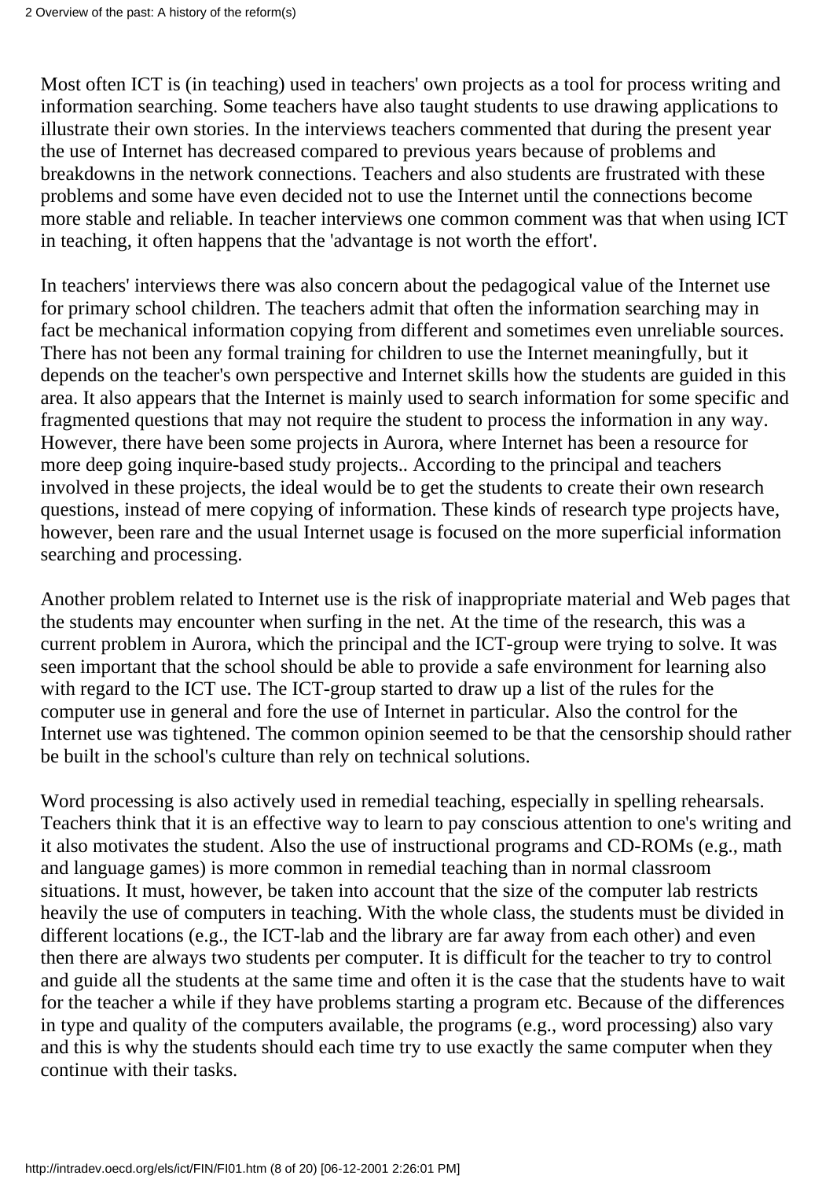Most often ICT is (in teaching) used in teachers' own projects as a tool for process writing and information searching. Some teachers have also taught students to use drawing applications to illustrate their own stories. In the interviews teachers commented that during the present year the use of Internet has decreased compared to previous years because of problems and breakdowns in the network connections. Teachers and also students are frustrated with these problems and some have even decided not to use the Internet until the connections become more stable and reliable. In teacher interviews one common comment was that when using ICT in teaching, it often happens that the 'advantage is not worth the effort'.

In teachers' interviews there was also concern about the pedagogical value of the Internet use for primary school children. The teachers admit that often the information searching may in fact be mechanical information copying from different and sometimes even unreliable sources. There has not been any formal training for children to use the Internet meaningfully, but it depends on the teacher's own perspective and Internet skills how the students are guided in this area. It also appears that the Internet is mainly used to search information for some specific and fragmented questions that may not require the student to process the information in any way. However, there have been some projects in Aurora, where Internet has been a resource for more deep going inquire-based study projects.. According to the principal and teachers involved in these projects, the ideal would be to get the students to create their own research questions, instead of mere copying of information. These kinds of research type projects have, however, been rare and the usual Internet usage is focused on the more superficial information searching and processing.

Another problem related to Internet use is the risk of inappropriate material and Web pages that the students may encounter when surfing in the net. At the time of the research, this was a current problem in Aurora, which the principal and the ICT-group were trying to solve. It was seen important that the school should be able to provide a safe environment for learning also with regard to the ICT use. The ICT-group started to draw up a list of the rules for the computer use in general and fore the use of Internet in particular. Also the control for the Internet use was tightened. The common opinion seemed to be that the censorship should rather be built in the school's culture than rely on technical solutions.

Word processing is also actively used in remedial teaching, especially in spelling rehearsals. Teachers think that it is an effective way to learn to pay conscious attention to one's writing and it also motivates the student. Also the use of instructional programs and CD-ROMs (e.g., math and language games) is more common in remedial teaching than in normal classroom situations. It must, however, be taken into account that the size of the computer lab restricts heavily the use of computers in teaching. With the whole class, the students must be divided in different locations (e.g., the ICT-lab and the library are far away from each other) and even then there are always two students per computer. It is difficult for the teacher to try to control and guide all the students at the same time and often it is the case that the students have to wait for the teacher a while if they have problems starting a program etc. Because of the differences in type and quality of the computers available, the programs (e.g., word processing) also vary and this is why the students should each time try to use exactly the same computer when they continue with their tasks.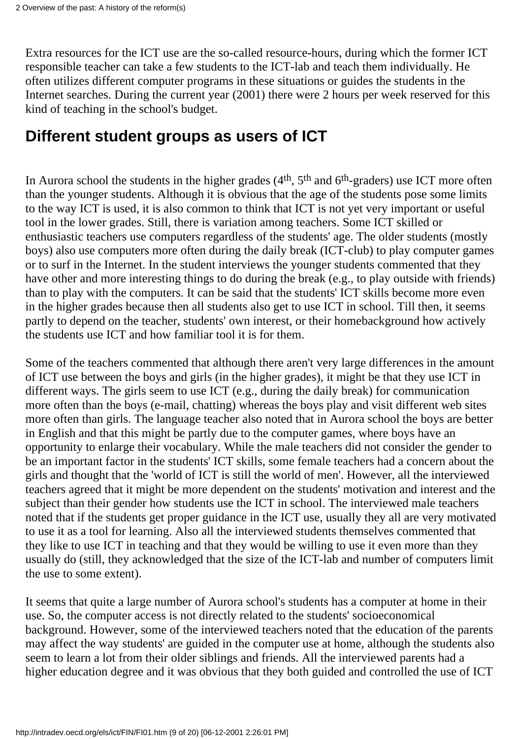Extra resources for the ICT use are the so-called resource-hours, during which the former ICT responsible teacher can take a few students to the ICT-lab and teach them individually. He often utilizes different computer programs in these situations or guides the students in the Internet searches. During the current year (2001) there were 2 hours per week reserved for this kind of teaching in the school's budget.

## Different student groups as users of ICT

In Aurora school the students in the higher grades (4th, 5th and 6th-graders) use ICT more often than the younger students. Although it is obvious that the age of the students pose some limits to the way ICT is used, it is also common to think that ICT is not yet very important or useful tool in the lower grades. Still, there is variation among teachers. Some ICT skilled or enthusiastic teachers use computers regardless of the students' age. The older students (mostly boys) also use computers more often during the daily break (ICT-club) to play computer games or to surf in the Internet. In the student interviews the younger students commented that they have other and more interesting things to do during the break (e.g., to play outside with friends) than to play with the computers. It can be said that the students' ICT skills become more even in the higher grades because then all students also get to use ICT in school. Till then, it seems partly to depend on the teacher, students' own interest, or their homebackground how actively the students use ICT and how familiar tool it is for them.

Some of the teachers commented that although there aren't very large differences in the amount of ICT use between the boys and girls (in the higher grades), it might be that they use ICT in different ways. The girls seem to use ICT (e.g., during the daily break) for communication more often than the boys (e-mail, chatting) whereas the boys play and visit different web sites more often than girls. The language teacher also noted that in Aurora school the boys are better in English and that this might be partly due to the computer games, where boys have an opportunity to enlarge their vocabulary. While the male teachers did not consider the gender to be an important factor in the students' ICT skills, some female teachers had a concern about the girls and thought that the 'world of ICT is still the world of men'. However, all the interviewed teachers agreed that it might be more dependent on the students' motivation and interest and the subject than their gender how students use the ICT in school. The interviewed male teachers noted that if the students get proper guidance in the ICT use, usually they all are very motivated to use it as a tool for learning. Also all the interviewed students themselves commented that they like to use ICT in teaching and that they would be willing to use it even more than they usually do (still, they acknowledged that the size of the ICT-lab and number of computers limit the use to some extent).

It seems that quite a large number of Aurora school's students has a computer at home in their use. So, the computer access is not directly related to the students' socioeconomical background. However, some of the interviewed teachers noted that the education of the parents may affect the way students' are guided in the computer use at home, although the students also seem to learn a lot from their older siblings and friends. All the interviewed parents had a higher education degree and it was obvious that they both guided and controlled the use of ICT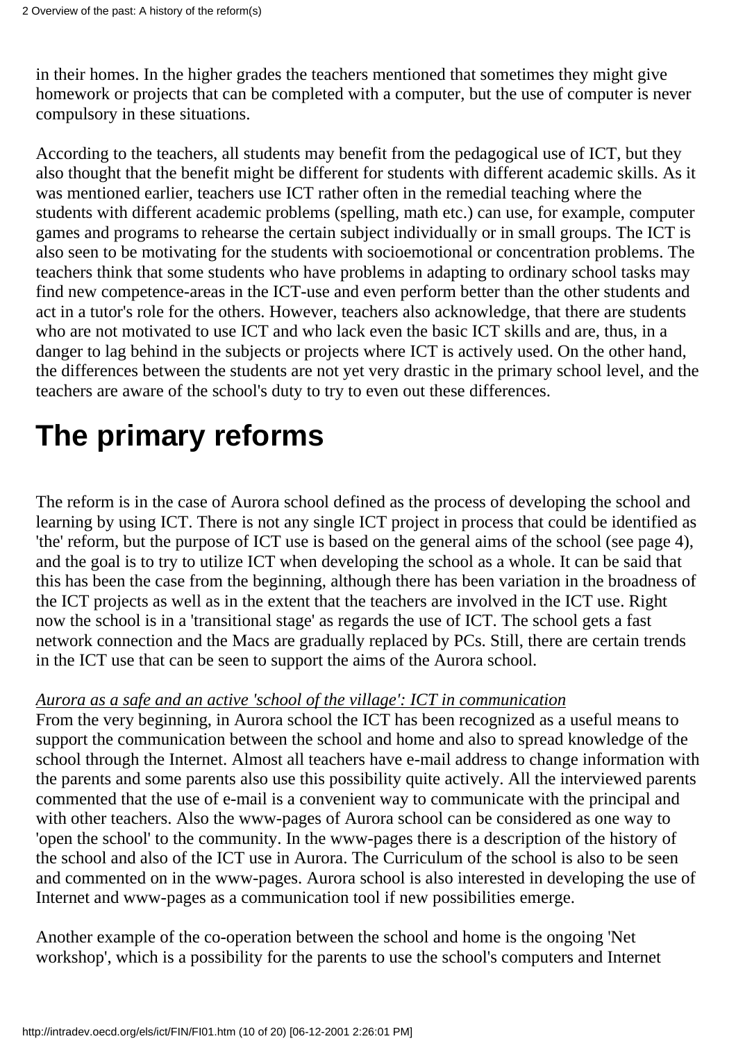in their homes. In the higher grades the teachers mentioned that sometimes they might give homework or projects that can be completed with a computer, but the use of computer is never compulsory in these situations.

According to the teachers, all students may benefit from the pedagogical use of ICT, but they also thought that the benefit might be different for students with different academic skills. As it was mentioned earlier, teachers use ICT rather often in the remedial teaching where the students with different academic problems (spelling, math etc.) can use, for example, computer games and programs to rehearse the certain subject individually or in small groups. The ICT is also seen to be motivating for the students with socioemotional or concentration problems. The teachers think that some students who have problems in adapting to ordinary school tasks may find new competence-areas in the ICT-use and even perform better than the other students and act in a tutor's role for the others. However, teachers also acknowledge, that there are students who are not motivated to use ICT and who lack even the basic ICT skills and are, thus, in a danger to lag behind in the subjects or projects where ICT is actively used. On the other hand, the differences between the students are not yet very drastic in the primary school level, and the teachers are aware of the school's duty to try to even out these differences.

# The primary reforms

The reform is in the case of Aurora school defined as the process of developing the school and learning by using ICT. There is not any single ICT project in process that could be identified as 'the' reform, but the purpose of ICT use is based on the general aims of the school (see page 4), and the goal is to try to utilize ICT when developing the school as a whole. It can be said that this has been the case from the beginning, although there has been variation in the broadness of the ICT projects as well as in the extent that the teachers are involved in the ICT use. Right now the school is in a 'transitional stage' as regards the use of ICT. The school gets a fast network connection and the Macs are gradually replaced by PCs. Still, there are certain trends in the ICT use that can be seen to support the aims of the Aurora school.

*Aurora as a safe and an active 'school of the village': ICT in communication*
From the very beginning, in Aurora school the ICT has been recognized as a useful means to support the communication between the school and home and also to spread knowledge of the school through the Internet. Almost all teachers have e-mail address to change information with the parents and some parents also use this possibility quite actively. All the interviewed parents commented that the use of e-mail is a convenient way to communicate with the principal and with other teachers. Also the www-pages of Aurora school can be considered as one way to 'open the school' to the community. In the www-pages there is a description of the history of the school and also of the ICT use in Aurora. The Curriculum of the school is also to be seen and commented on in the www-pages. Aurora school is also interested in developing the use of Internet and www-pages as a communication tool if new possibilities emerge.

Another example of the co-operation between the school and home is the ongoing 'Net workshop', which is a possibility for the parents to use the school's computers and Internet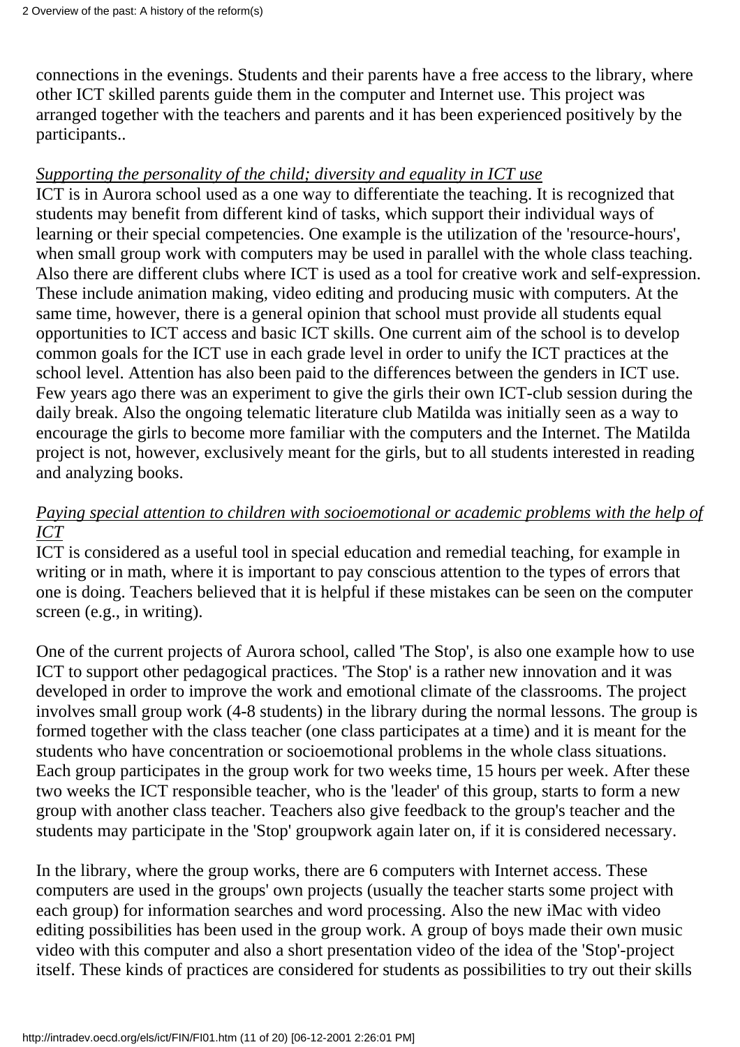connections in the evenings. Students and their parents have a free access to the library, where other ICT skilled parents guide them in the computer and Internet use. This project was arranged together with the teachers and parents and it has been experienced positively by the participants..

*Supporting the personality of the child; diversity and equality in ICT use*

ICT is in Aurora school used as a one way to differentiate the teaching. It is recognized that students may benefit from different kind of tasks, which support their individual ways of learning or their special competencies. One example is the utilization of the 'resource-hours', when small group work with computers may be used in parallel with the whole class teaching. Also there are different clubs where ICT is used as a tool for creative work and self-expression. These include animation making, video editing and producing music with computers. At the same time, however, there is a general opinion that school must provide all students equal opportunities to ICT access and basic ICT skills. One current aim of the school is to develop common goals for the ICT use in each grade level in order to unify the ICT practices at the school level. Attention has also been paid to the differences between the genders in ICT use. Few years ago there was an experiment to give the girls their own ICT-club session during the daily break. Also the ongoing telematic literature club Matilda was initially seen as a way to encourage the girls to become more familiar with the computers and the Internet. The Matilda project is not, however, exclusively meant for the girls, but to all students interested in reading and analyzing books.

*Paying special attention to children with socioemotional or academic problems with the help of ICT*

ICT is considered as a useful tool in special education and remedial teaching, for example in writing or in math, where it is important to pay conscious attention to the types of errors that one is doing. Teachers believed that it is helpful if these mistakes can be seen on the computer screen (e.g., in writing).

One of the current projects of Aurora school, called 'The Stop', is also one example how to use ICT to support other pedagogical practices. 'The Stop' is a rather new innovation and it was developed in order to improve the work and emotional climate of the classrooms. The project involves small group work (4-8 students) in the library during the normal lessons. The group is formed together with the class teacher (one class participates at a time) and it is meant for the students who have concentration or socioemotional problems in the whole class situations. Each group participates in the group work for two weeks time, 15 hours per week. After these two weeks the ICT responsible teacher, who is the 'leader' of this group, starts to form a new group with another class teacher. Teachers also give feedback to the group's teacher and the students may participate in the 'Stop' groupwork again later on, if it is considered necessary.

In the library, where the group works, there are 6 computers with Internet access. These computers are used in the groups' own projects (usually the teacher starts some project with each group) for information searches and word processing. Also the new iMac with video editing possibilities has been used in the group work. A group of boys made their own music video with this computer and also a short presentation video of the idea of the 'Stop'-project itself. These kinds of practices are considered for students as possibilities to try out their skills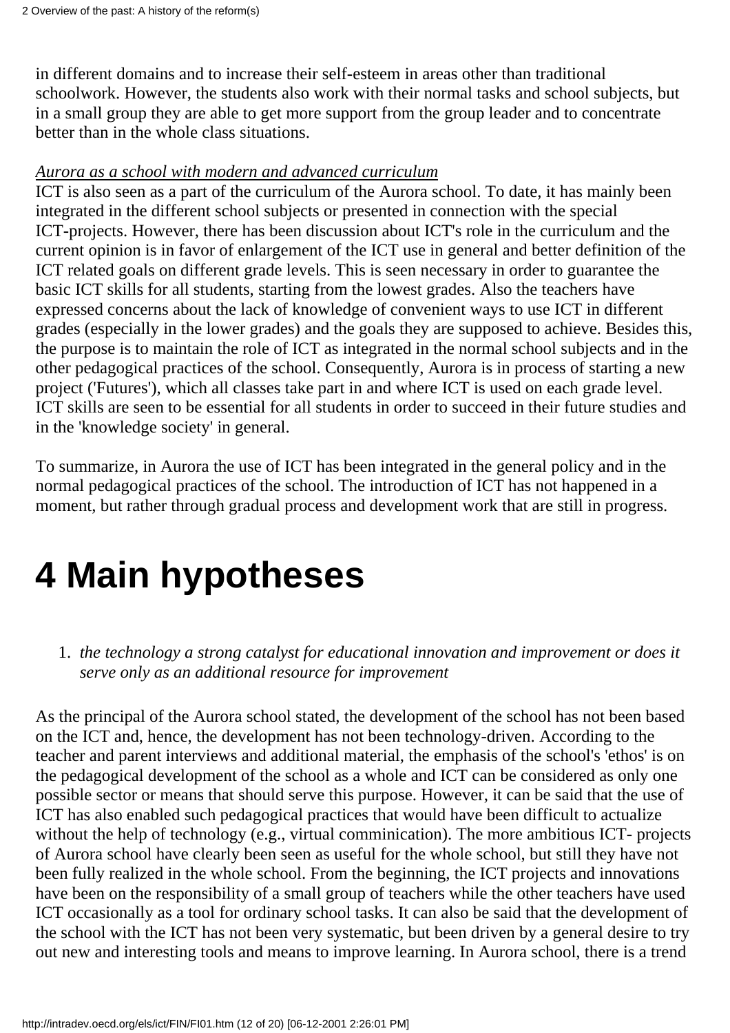in different domains and to increase their self-esteem in areas other than traditional schoolwork. However, the students also work with their normal tasks and school subjects, but in a small group they are able to get more support from the group leader and to concentrate better than in the whole class situations.

*Aurora as a school with modern and advanced curriculum*

ICT is also seen as a part of the curriculum of the Aurora school. To date, it has mainly been integrated in the different school subjects or presented in connection with the special ICT-projects. However, there has been discussion about ICT's role in the curriculum and the current opinion is in favor of enlargement of the ICT use in general and better definition of the ICT related goals on different grade levels. This is seen necessary in order to guarantee the basic ICT skills for all students, starting from the lowest grades. Also the teachers have expressed concerns about the lack of knowledge of convenient ways to use ICT in different grades (especially in the lower grades) and the goals they are supposed to achieve. Besides this, the purpose is to maintain the role of ICT as integrated in the normal school subjects and in the other pedagogical practices of the school. Consequently, Aurora is in process of starting a new project ('Futures'), which all classes take part in and where ICT is used on each grade level. ICT skills are seen to be essential for all students in order to succeed in their future studies and in the 'knowledge society' in general.

To summarize, in Aurora the use of ICT has been integrated in the general policy and in the normal pedagogical practices of the school. The introduction of ICT has not happened in a moment, but rather through gradual process and development work that are still in progress.

# 4 Main hypotheses

1. *the technology a strong catalyst for educational innovation and improvement or does it serve only as an additional resource for improvement*

As the principal of the Aurora school stated, the development of the school has not been based on the ICT and, hence, the development has not been technology-driven. According to the teacher and parent interviews and additional material, the emphasis of the school's 'ethos' is on the pedagogical development of the school as a whole and ICT can be considered as only one possible sector or means that should serve this purpose. However, it can be said that the use of ICT has also enabled such pedagogical practices that would have been difficult to actualize without the help of technology (e.g., virtual comminication). The more ambitious ICT- projects of Aurora school have clearly been seen as useful for the whole school, but still they have not been fully realized in the whole school. From the beginning, the ICT projects and innovations have been on the responsibility of a small group of teachers while the other teachers have used ICT occasionally as a tool for ordinary school tasks. It can also be said that the development of the school with the ICT has not been very systematic, but been driven by a general desire to try out new and interesting tools and means to improve learning. In Aurora school, there is a trend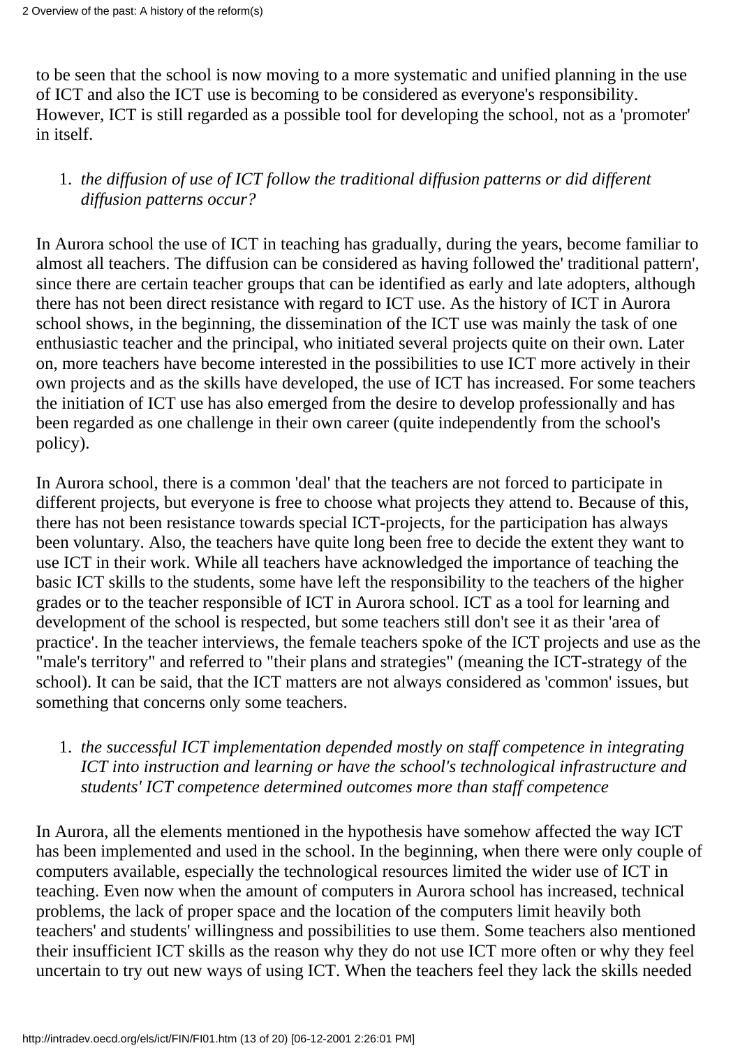to be seen that the school is now moving to a more systematic and unified planning in the use of ICT and also the ICT use is becoming to be considered as everyone's responsibility. However, ICT is still regarded as a possible tool for developing the school, not as a 'promoter' in itself.

1. *the diffusion of use of ICT follow the traditional diffusion patterns or did different diffusion patterns occur?*

In Aurora school the use of ICT in teaching has gradually, during the years, become familiar to almost all teachers. The diffusion can be considered as having followed the' traditional pattern', since there are certain teacher groups that can be identified as early and late adopters, although there has not been direct resistance with regard to ICT use. As the history of ICT in Aurora school shows, in the beginning, the dissemination of the ICT use was mainly the task of one enthusiastic teacher and the principal, who initiated several projects quite on their own. Later on, more teachers have become interested in the possibilities to use ICT more actively in their own projects and as the skills have developed, the use of ICT has increased. For some teachers the initiation of ICT use has also emerged from the desire to develop professionally and has been regarded as one challenge in their own career (quite independently from the school's policy).

In Aurora school, there is a common 'deal' that the teachers are not forced to participate in different projects, but everyone is free to choose what projects they attend to. Because of this, there has not been resistance towards special ICT-projects, for the participation has always been voluntary. Also, the teachers have quite long been free to decide the extent they want to use ICT in their work. While all teachers have acknowledged the importance of teaching the basic ICT skills to the students, some have left the responsibility to the teachers of the higher grades or to the teacher responsible of ICT in Aurora school. ICT as a tool for learning and development of the school is respected, but some teachers still don't see it as their 'area of practice'. In the teacher interviews, the female teachers spoke of the ICT projects and use as the "male's territory" and referred to "their plans and strategies" (meaning the ICT-strategy of the school). It can be said, that the ICT matters are not always considered as 'common' issues, but something that concerns only some teachers.

1. *the successful ICT implementation depended mostly on staff competence in integrating ICT into instruction and learning or have the school's technological infrastructure and students' ICT competence determined outcomes more than staff competence*

In Aurora, all the elements mentioned in the hypothesis have somehow affected the way ICT has been implemented and used in the school. In the beginning, when there were only couple of computers available, especially the technological resources limited the wider use of ICT in teaching. Even now when the amount of computers in Aurora school has increased, technical problems, the lack of proper space and the location of the computers limit heavily both teachers' and students' willingness and possibilities to use them. Some teachers also mentioned their insufficient ICT skills as the reason why they do not use ICT more often or why they feel uncertain to try out new ways of using ICT. When the teachers feel they lack the skills needed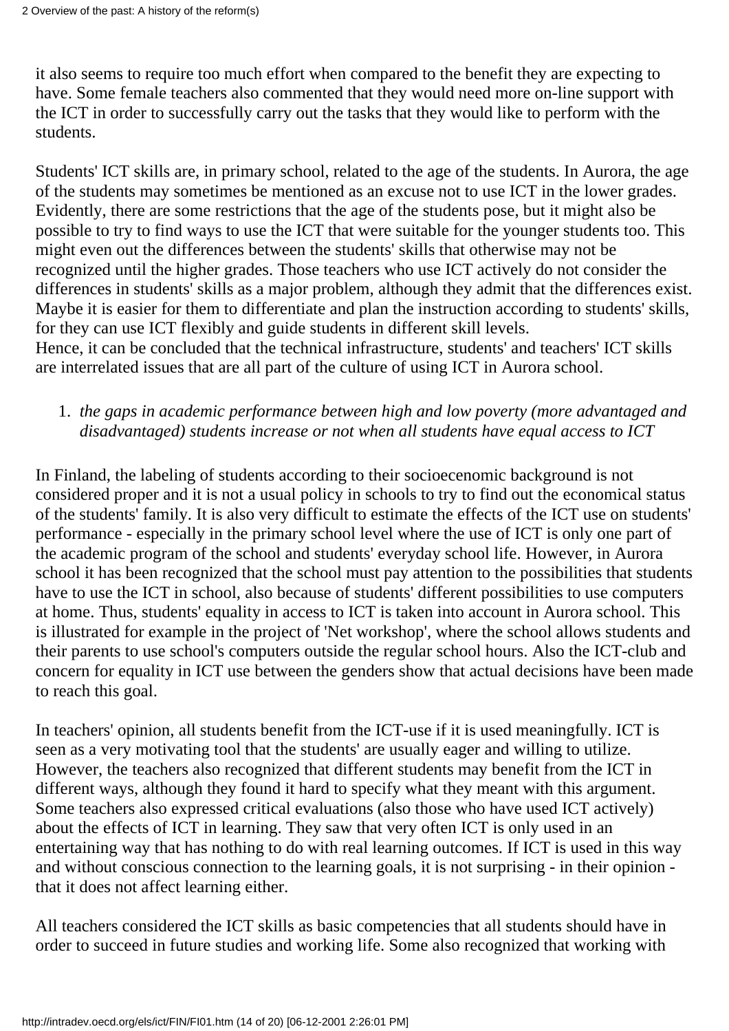it also seems to require too much effort when compared to the benefit they are expecting to have. Some female teachers also commented that they would need more on-line support with the ICT in order to successfully carry out the tasks that they would like to perform with the students.

Students' ICT skills are, in primary school, related to the age of the students. In Aurora, the age of the students may sometimes be mentioned as an excuse not to use ICT in the lower grades. Evidently, there are some restrictions that the age of the students pose, but it might also be possible to try to find ways to use the ICT that were suitable for the younger students too. This might even out the differences between the students' skills that otherwise may not be recognized until the higher grades. Those teachers who use ICT actively do not consider the differences in students' skills as a major problem, although they admit that the differences exist. Maybe it is easier for them to differentiate and plan the instruction according to students' skills, for they can use ICT flexibly and guide students in different skill levels.
Hence, it can be concluded that the technical infrastructure, students' and teachers' ICT skills are interrelated issues that are all part of the culture of using ICT in Aurora school.

1. *the gaps in academic performance between high and low poverty (more advantaged and disadvantaged) students increase or not when all students have equal access to ICT*

In Finland, the labeling of students according to their socioecenomic background is not considered proper and it is not a usual policy in schools to try to find out the economical status of the students' family. It is also very difficult to estimate the effects of the ICT use on students' performance - especially in the primary school level where the use of ICT is only one part of the academic program of the school and students' everyday school life. However, in Aurora school it has been recognized that the school must pay attention to the possibilities that students have to use the ICT in school, also because of students' different possibilities to use computers at home. Thus, students' equality in access to ICT is taken into account in Aurora school. This is illustrated for example in the project of 'Net workshop', where the school allows students and their parents to use school's computers outside the regular school hours. Also the ICT-club and concern for equality in ICT use between the genders show that actual decisions have been made to reach this goal.

In teachers' opinion, all students benefit from the ICT-use if it is used meaningfully. ICT is seen as a very motivating tool that the students' are usually eager and willing to utilize. However, the teachers also recognized that different students may benefit from the ICT in different ways, although they found it hard to specify what they meant with this argument. Some teachers also expressed critical evaluations (also those who have used ICT actively) about the effects of ICT in learning. They saw that very often ICT is only used in an entertaining way that has nothing to do with real learning outcomes. If ICT is used in this way and without conscious connection to the learning goals, it is not surprising - in their opinion - that it does not affect learning either.

All teachers considered the ICT skills as basic competencies that all students should have in order to succeed in future studies and working life. Some also recognized that working with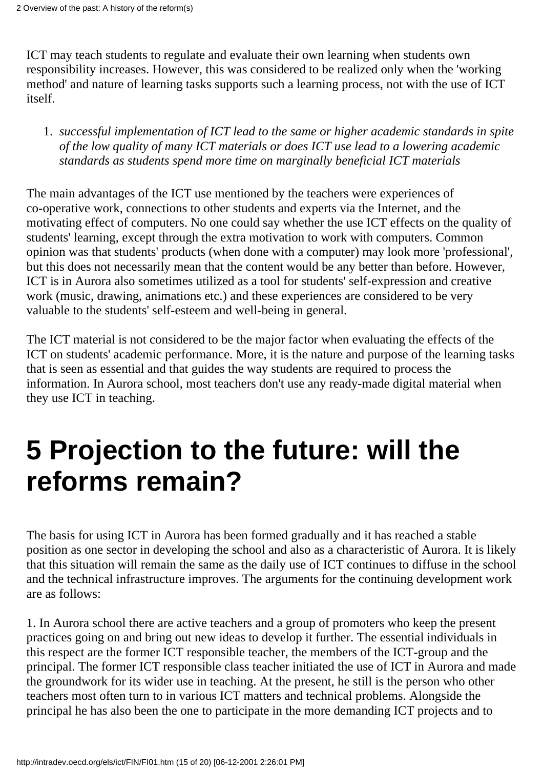ICT may teach students to regulate and evaluate their own learning when students own responsibility increases. However, this was considered to be realized only when the 'working method' and nature of learning tasks supports such a learning process, not with the use of ICT itself.

1. *successful implementation of ICT lead to the same or higher academic standards in spite of the low quality of many ICT materials or does ICT use lead to a lowering academic standards as students spend more time on marginally beneficial ICT materials*

The main advantages of the ICT use mentioned by the teachers were experiences of co-operative work, connections to other students and experts via the Internet, and the motivating effect of computers. No one could say whether the use ICT effects on the quality of students' learning, except through the extra motivation to work with computers. Common opinion was that students' products (when done with a computer) may look more 'professional', but this does not necessarily mean that the content would be any better than before. However, ICT is in Aurora also sometimes utilized as a tool for students' self-expression and creative work (music, drawing, animations etc.) and these experiences are considered to be very valuable to the students' self-esteem and well-being in general.

The ICT material is not considered to be the major factor when evaluating the effects of the ICT on students' academic performance. More, it is the nature and purpose of the learning tasks that is seen as essential and that guides the way students are required to process the information. In Aurora school, most teachers don't use any ready-made digital material when they use ICT in teaching.

# 5 Projection to the future: will the reforms remain?

The basis for using ICT in Aurora has been formed gradually and it has reached a stable position as one sector in developing the school and also as a characteristic of Aurora. It is likely that this situation will remain the same as the daily use of ICT continues to diffuse in the school and the technical infrastructure improves. The arguments for the continuing development work are as follows:

1. In Aurora school there are active teachers and a group of promoters who keep the present practices going on and bring out new ideas to develop it further. The essential individuals in this respect are the former ICT responsible teacher, the members of the ICT-group and the principal. The former ICT responsible class teacher initiated the use of ICT in Aurora and made the groundwork for its wider use in teaching. At the present, he still is the person who other teachers most often turn to in various ICT matters and technical problems. Alongside the principal he has also been the one to participate in the more demanding ICT projects and to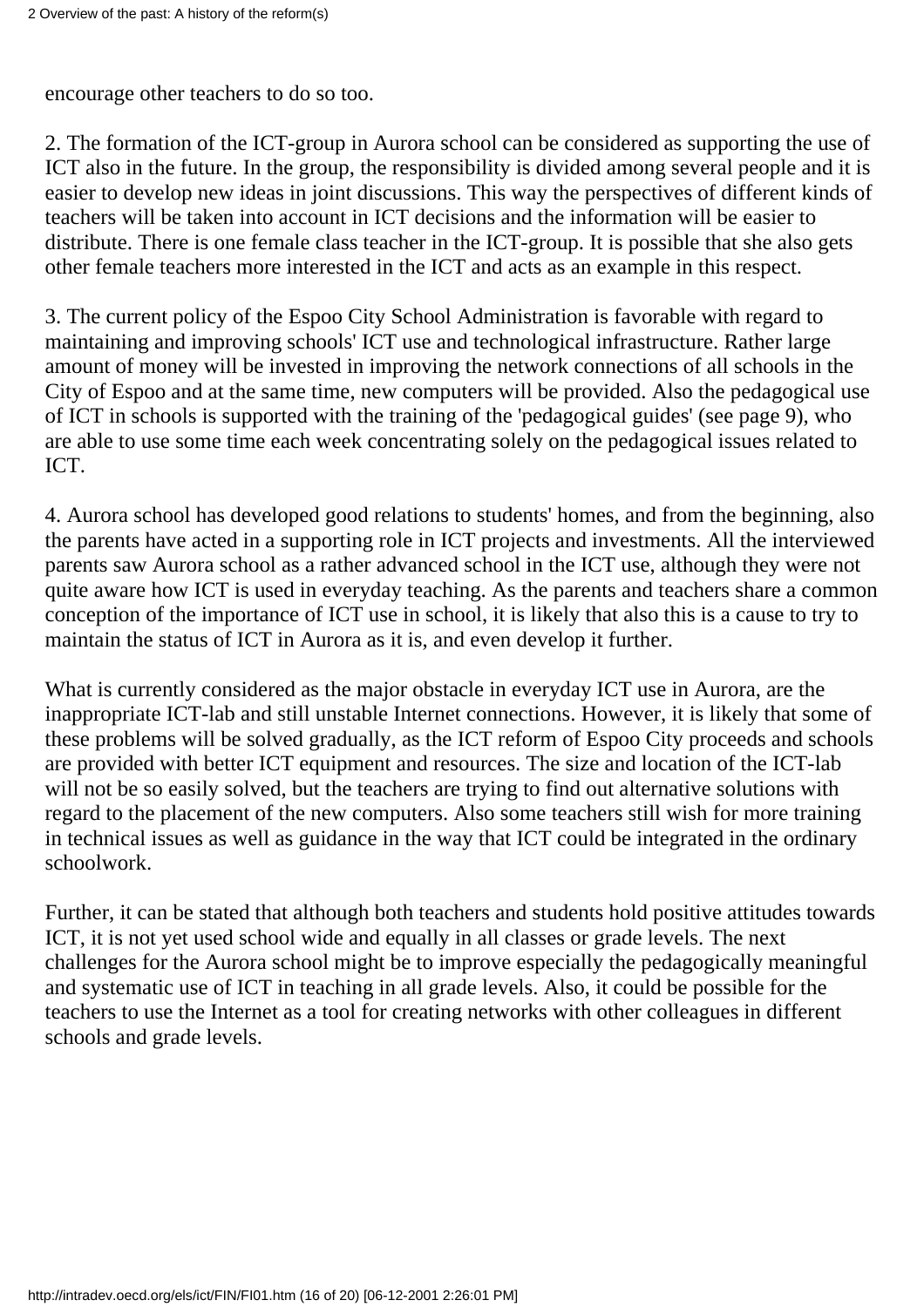encourage other teachers to do so too.

2. The formation of the ICT-group in Aurora school can be considered as supporting the use of ICT also in the future. In the group, the responsibility is divided among several people and it is easier to develop new ideas in joint discussions. This way the perspectives of different kinds of teachers will be taken into account in ICT decisions and the information will be easier to distribute. There is one female class teacher in the ICT-group. It is possible that she also gets other female teachers more interested in the ICT and acts as an example in this respect.

3. The current policy of the Espoo City School Administration is favorable with regard to maintaining and improving schools' ICT use and technological infrastructure. Rather large amount of money will be invested in improving the network connections of all schools in the City of Espoo and at the same time, new computers will be provided. Also the pedagogical use of ICT in schools is supported with the training of the 'pedagogical guides' (see page 9), who are able to use some time each week concentrating solely on the pedagogical issues related to ICT.

4. Aurora school has developed good relations to students' homes, and from the beginning, also the parents have acted in a supporting role in ICT projects and investments. All the interviewed parents saw Aurora school as a rather advanced school in the ICT use, although they were not quite aware how ICT is used in everyday teaching. As the parents and teachers share a common conception of the importance of ICT use in school, it is likely that also this is a cause to try to maintain the status of ICT in Aurora as it is, and even develop it further.

What is currently considered as the major obstacle in everyday ICT use in Aurora, are the inappropriate ICT-lab and still unstable Internet connections. However, it is likely that some of these problems will be solved gradually, as the ICT reform of Espoo City proceeds and schools are provided with better ICT equipment and resources. The size and location of the ICT-lab will not be so easily solved, but the teachers are trying to find out alternative solutions with regard to the placement of the new computers. Also some teachers still wish for more training in technical issues as well as guidance in the way that ICT could be integrated in the ordinary schoolwork.

Further, it can be stated that although both teachers and students hold positive attitudes towards ICT, it is not yet used school wide and equally in all classes or grade levels. The next challenges for the Aurora school might be to improve especially the pedagogically meaningful and systematic use of ICT in teaching in all grade levels. Also, it could be possible for the teachers to use the Internet as a tool for creating networks with other colleagues in different schools and grade levels.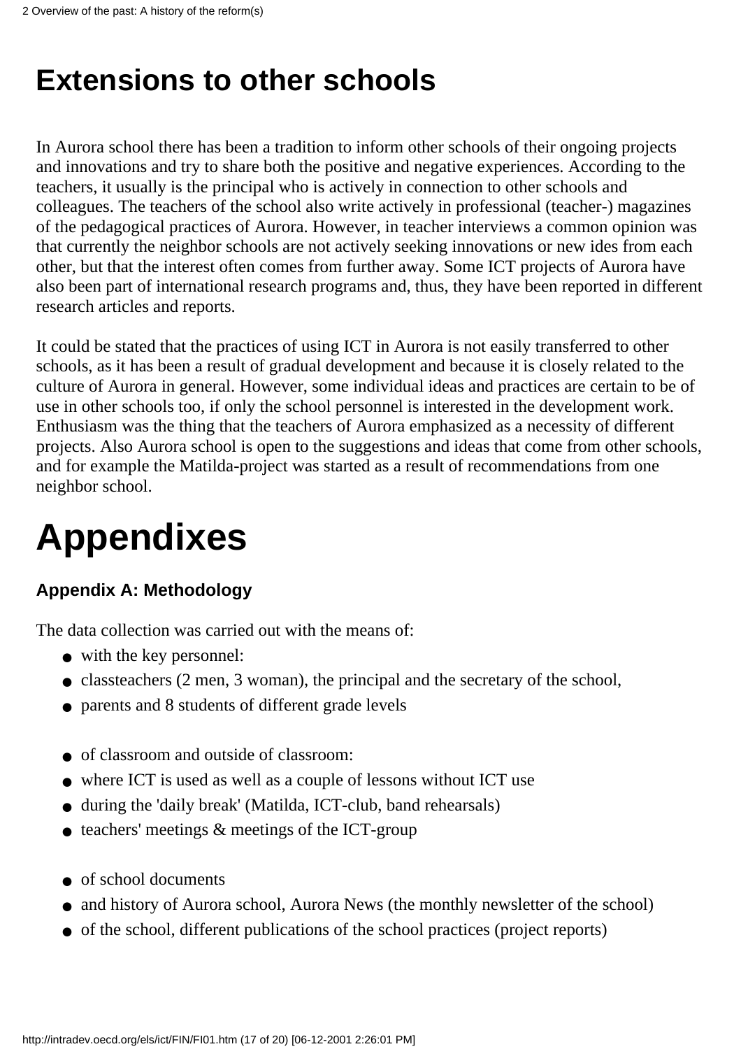# Extensions to other schools

In Aurora school there has been a tradition to inform other schools of their ongoing projects and innovations and try to share both the positive and negative experiences. According to the teachers, it usually is the principal who is actively in connection to other schools and colleagues. The teachers of the school also write actively in professional (teacher-) magazines of the pedagogical practices of Aurora. However, in teacher interviews a common opinion was that currently the neighbor schools are not actively seeking innovations or new ides from each other, but that the interest often comes from further away. Some ICT projects of Aurora have also been part of international research programs and, thus, they have been reported in different research articles and reports.

It could be stated that the practices of using ICT in Aurora is not easily transferred to other schools, as it has been a result of gradual development and because it is closely related to the culture of Aurora in general. However, some individual ideas and practices are certain to be of use in other schools too, if only the school personnel is interested in the development work. Enthusiasm was the thing that the teachers of Aurora emphasized as a necessity of different projects. Also Aurora school is open to the suggestions and ideas that come from other schools, and for example the Matilda-project was started as a result of recommendations from one neighbor school.

# Appendixes

### Appendix A: Methodology

The data collection was carried out with the means of:

- with the key personnel:
- classteachers (2 men, 3 woman), the principal and the secretary of the school,
- parents and 8 students of different grade levels

- of classroom and outside of classroom:
- where ICT is used as well as a couple of lessons without ICT use
- during the 'daily break' (Matilda, ICT-club, band rehearsals)
- teachers' meetings & meetings of the ICT-group

- of school documents
- and history of Aurora school, Aurora News (the monthly newsletter of the school)
- of the school, different publications of the school practices (project reports)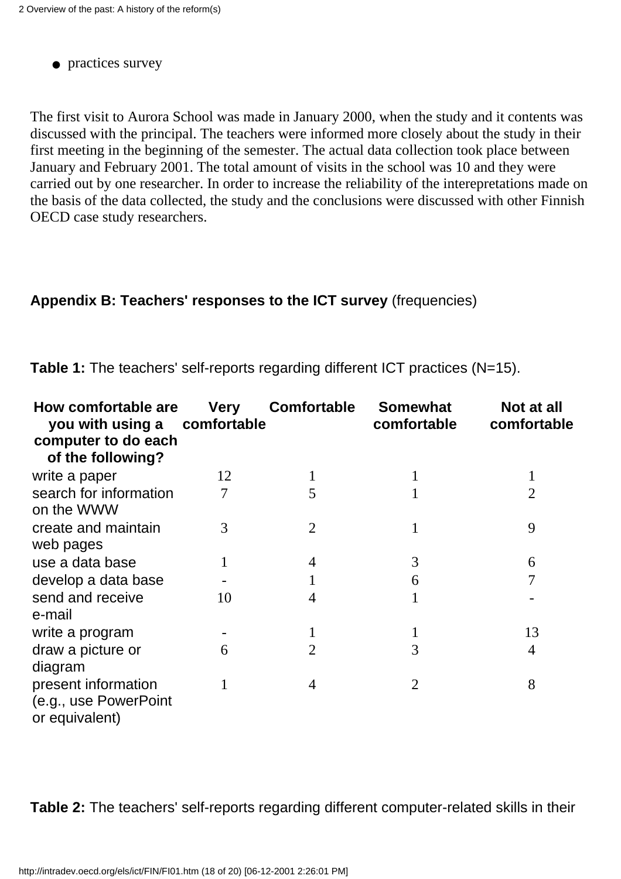- practices survey

The first visit to Aurora School was made in January 2000, when the study and it contents was discussed with the principal. The teachers were informed more closely about the study in their first meeting in the beginning of the semester. The actual data collection took place between January and February 2001. The total amount of visits in the school was 10 and they were carried out by one researcher. In order to increase the reliability of the interepretations made on the basis of the data collected, the study and the conclusions were discussed with other Finnish OECD case study researchers.

**Appendix B: Teachers' responses to the ICT survey** (frequencies)

**Table 1:** The teachers' self-reports regarding different ICT practices (N=15).

| How comfortable are you with using a computer to do each of the following? | Very comfortable | Comfortable | Somewhat comfortable | Not at all comfortable |
|---|---|---|---|---|
| write a paper | 12 | 1 | 1 | 1 |
| search for information on the WWW | 7 | 5 | 1 | 2 |
| create and maintain web pages | 3 | 2 | 1 | 9 |
| use a data base | 1 | 4 | 3 | 6 |
| develop a data base | - | 1 | 6 | 7 |
| send and receive e-mail | 10 | 4 | 1 | - |
| write a program | - | 1 | 1 | 13 |
| draw a picture or diagram | 6 | 2 | 3 | 4 |
| present information (e.g., use PowerPoint or equivalent) | 1 | 4 | 2 | 8 |

**Table 2:** The teachers' self-reports regarding different computer-related skills in their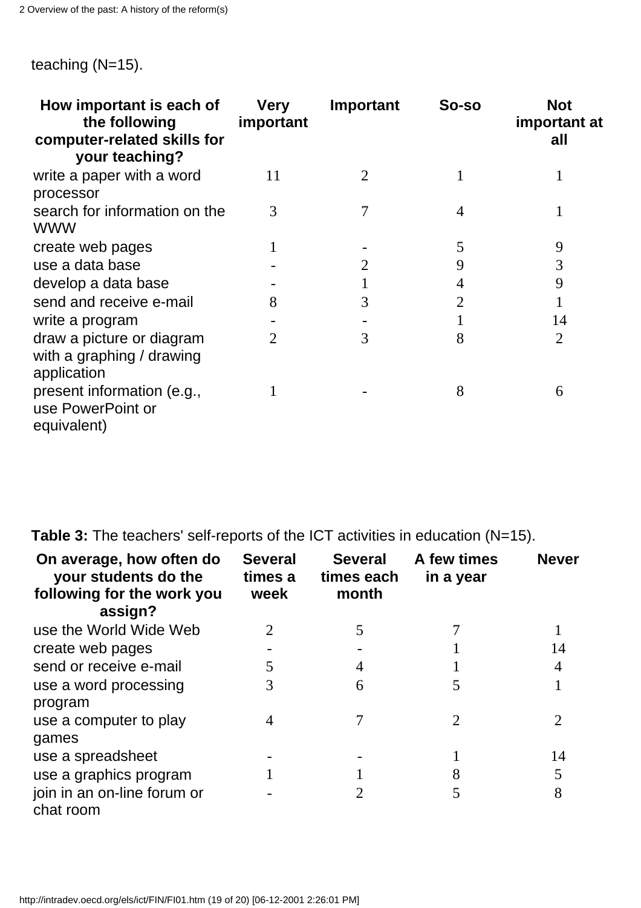teaching (N=15).

| How important is each of the following computer-related skills for your teaching? | Very important | Important | So-so | Not important at all |
|---|---|---|---|---|
| write a paper with a word processor | 11 | 2 | 1 | 1 |
| search for information on the WWW | 3 | 7 | 4 | 1 |
| create web pages | 1 | - | 5 | 9 |
| use a data base | - | 2 | 9 | 3 |
| develop a data base | - | 1 | 4 | 9 |
| send and receive e-mail | 8 | 3 | 2 | 1 |
| write a program | - | - | 1 | 14 |
| draw a picture or diagram with a graphing / drawing application | 2 | 3 | 8 | 2 |
| present information (e.g., use PowerPoint or equivalent) | 1 | - | 8 | 6 |

**Table 3:** The teachers' self-reports of the ICT activities in education (N=15).

| On average, how often do your students do the following for the work you assign? | Several times a week | Several times each month | A few times in a year | Never |
|---|---|---|---|---|
| use the World Wide Web | 2 | 5 | 7 | 1 |
| create web pages | - | - | 1 | 14 |
| send or receive e-mail | 5 | 4 | 1 | 4 |
| use a word processing program | 3 | 6 | 5 | 1 |
| use a computer to play games | 4 | 7 | 2 | 2 |
| use a spreadsheet | - | - | 1 | 14 |
| use a graphics program | 1 | 1 | 8 | 5 |
| join in an on-line forum or chat room | - | 2 | 5 | 8 |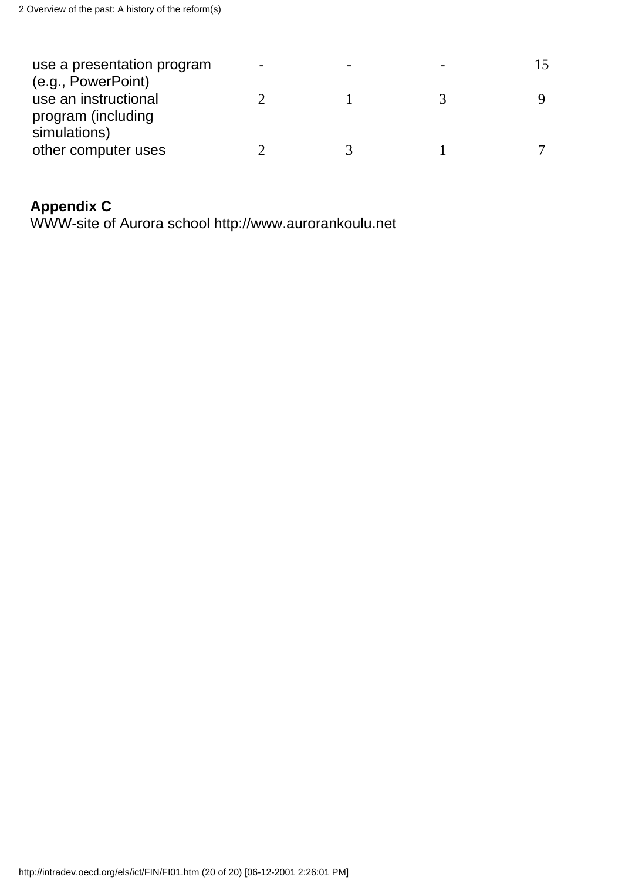| | | | | |
|---|---|---|---|---|
| use a presentation program (e.g., PowerPoint) | - | - | - | 15 |
| use an instructional program (including simulations) | 2 | 1 | 3 | 9 |
| other computer uses | 2 | 3 | 1 | 7 |

**Appendix C**

WWW-site of Aurora school http://www.aurorankoulu.net